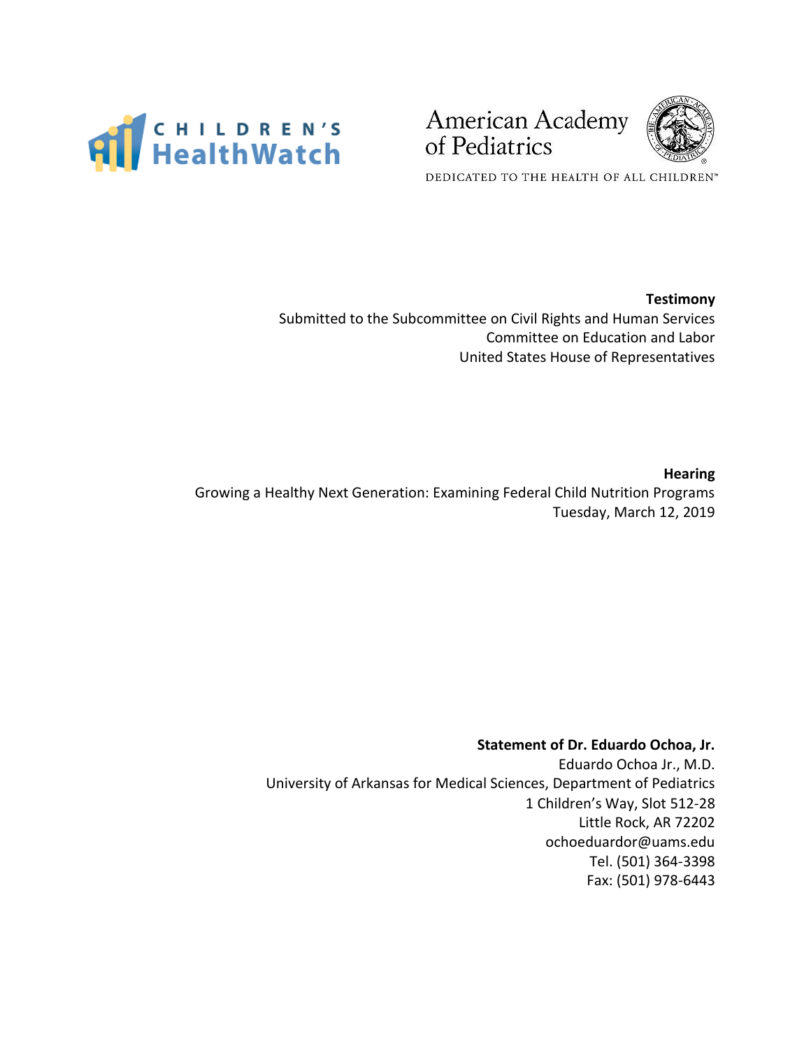CHILDREN'S HealthWatch

American Academy of Pediatrics

DEDICATED TO THE HEALTH OF ALL CHILDREN™

**Testimony**

Submitted to the Subcommittee on Civil Rights and Human Services
Committee on Education and Labor
United States House of Representatives

**Hearing**

Growing a Healthy Next Generation: Examining Federal Child Nutrition Programs
Tuesday, March 12, 2019

**Statement of Dr. Eduardo Ochoa, Jr.**

Eduardo Ochoa Jr., M.D.
University of Arkansas for Medical Sciences, Department of Pediatrics
1 Children's Way, Slot 512-28
Little Rock, AR 72202
ochoeduardor@uams.edu
Tel. (501) 364-3398
Fax: (501) 978-6443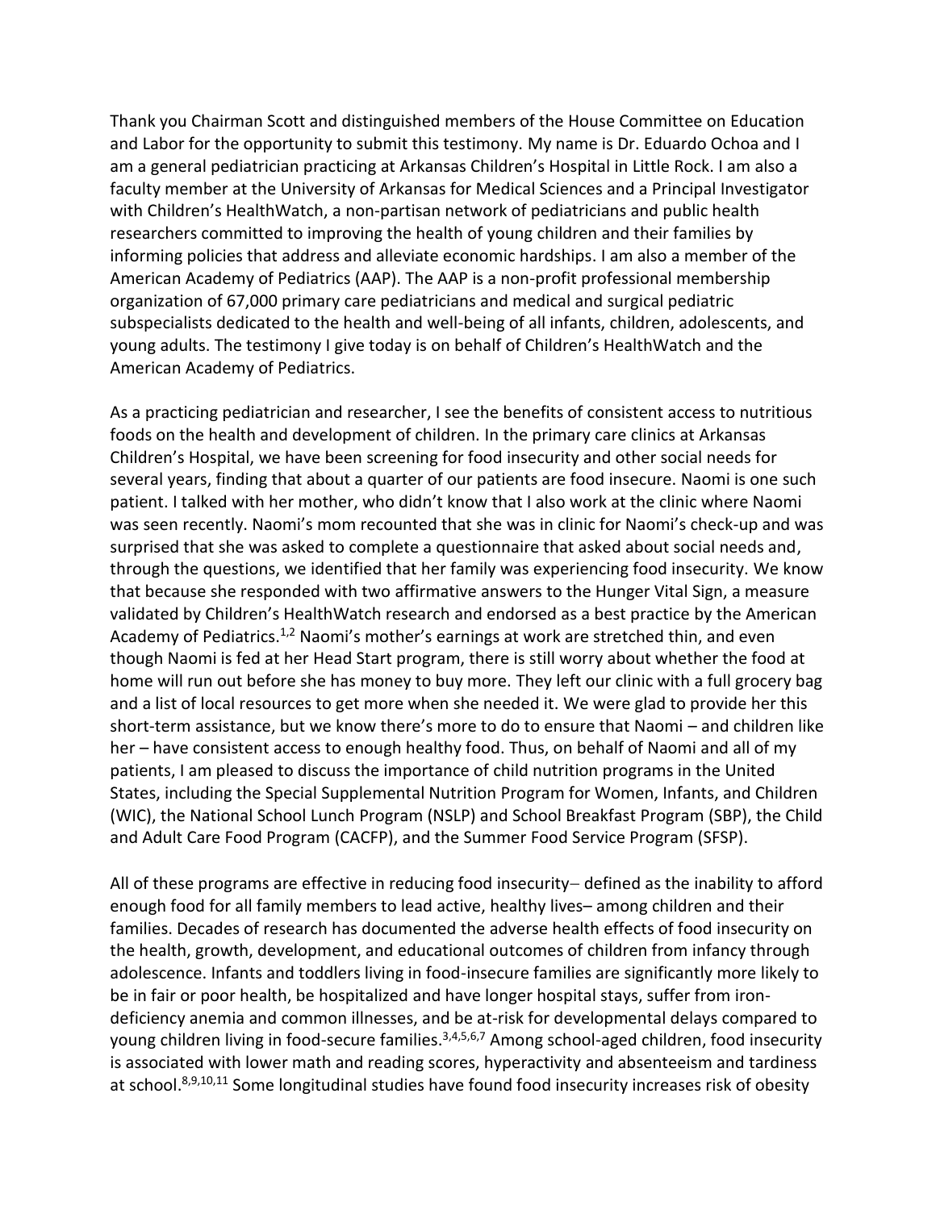Thank you Chairman Scott and distinguished members of the House Committee on Education and Labor for the opportunity to submit this testimony. My name is Dr. Eduardo Ochoa and I am a general pediatrician practicing at Arkansas Children's Hospital in Little Rock. I am also a faculty member at the University of Arkansas for Medical Sciences and a Principal Investigator with Children's HealthWatch, a non-partisan network of pediatricians and public health researchers committed to improving the health of young children and their families by informing policies that address and alleviate economic hardships. I am also a member of the American Academy of Pediatrics (AAP). The AAP is a non-profit professional membership organization of 67,000 primary care pediatricians and medical and surgical pediatric subspecialists dedicated to the health and well-being of all infants, children, adolescents, and young adults. The testimony I give today is on behalf of Children's HealthWatch and the American Academy of Pediatrics.

As a practicing pediatrician and researcher, I see the benefits of consistent access to nutritious foods on the health and development of children. In the primary care clinics at Arkansas Children's Hospital, we have been screening for food insecurity and other social needs for several years, finding that about a quarter of our patients are food insecure. Naomi is one such patient. I talked with her mother, who didn't know that I also work at the clinic where Naomi was seen recently. Naomi's mom recounted that she was in clinic for Naomi's check-up and was surprised that she was asked to complete a questionnaire that asked about social needs and, through the questions, we identified that her family was experiencing food insecurity. We know that because she responded with two affirmative answers to the Hunger Vital Sign, a measure validated by Children's HealthWatch research and endorsed as a best practice by the American Academy of Pediatrics.[1,2] Naomi's mother's earnings at work are stretched thin, and even though Naomi is fed at her Head Start program, there is still worry about whether the food at home will run out before she has money to buy more. They left our clinic with a full grocery bag and a list of local resources to get more when she needed it. We were glad to provide her this short-term assistance, but we know there's more to do to ensure that Naomi – and children like her – have consistent access to enough healthy food. Thus, on behalf of Naomi and all of my patients, I am pleased to discuss the importance of child nutrition programs in the United States, including the Special Supplemental Nutrition Program for Women, Infants, and Children (WIC), the National School Lunch Program (NSLP) and School Breakfast Program (SBP), the Child and Adult Care Food Program (CACFP), and the Summer Food Service Program (SFSP).

All of these programs are effective in reducing food insecurity– defined as the inability to afford enough food for all family members to lead active, healthy lives– among children and their families. Decades of research has documented the adverse health effects of food insecurity on the health, growth, development, and educational outcomes of children from infancy through adolescence. Infants and toddlers living in food-insecure families are significantly more likely to be in fair or poor health, be hospitalized and have longer hospital stays, suffer from iron-deficiency anemia and common illnesses, and be at-risk for developmental delays compared to young children living in food-secure families.[3,4,5,6,7] Among school-aged children, food insecurity is associated with lower math and reading scores, hyperactivity and absenteeism and tardiness at school.[8,9,10,11] Some longitudinal studies have found food insecurity increases risk of obesity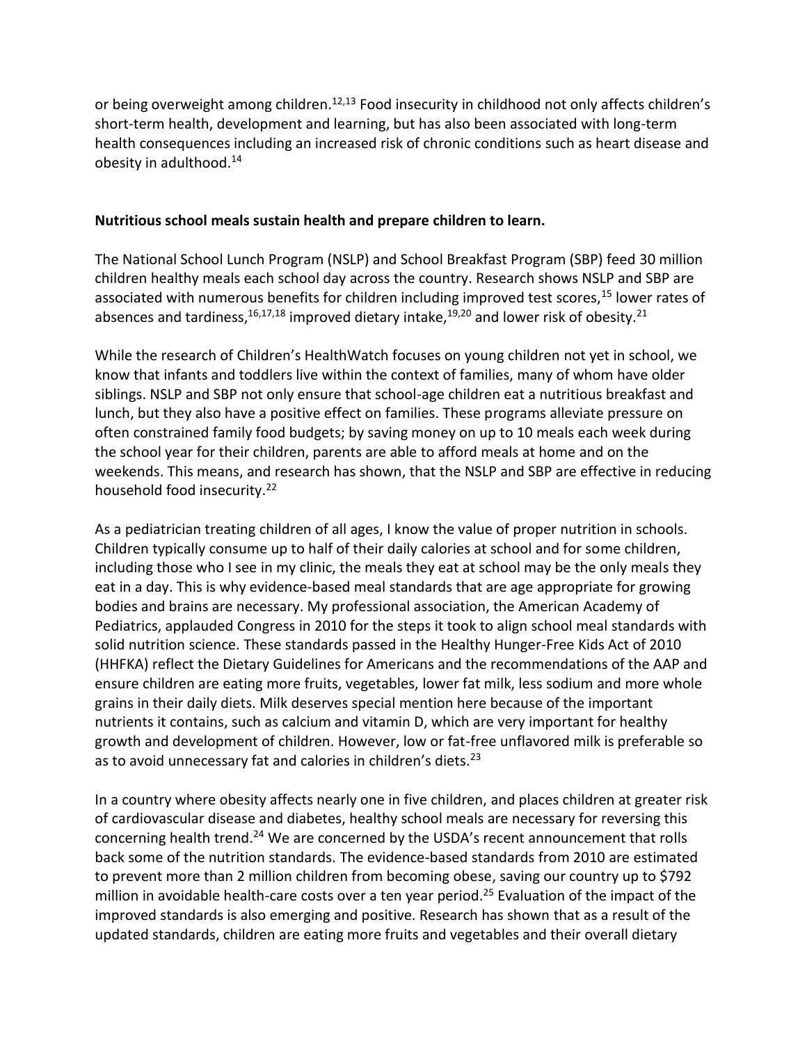or being overweight among children.[12,13] Food insecurity in childhood not only affects children's short-term health, development and learning, but has also been associated with long-term health consequences including an increased risk of chronic conditions such as heart disease and obesity in adulthood.[14]

**Nutritious school meals sustain health and prepare children to learn.**

The National School Lunch Program (NSLP) and School Breakfast Program (SBP) feed 30 million children healthy meals each school day across the country. Research shows NSLP and SBP are associated with numerous benefits for children including improved test scores,[15] lower rates of absences and tardiness,[16,17,18] improved dietary intake,[19,20] and lower risk of obesity.[21]

While the research of Children's HealthWatch focuses on young children not yet in school, we know that infants and toddlers live within the context of families, many of whom have older siblings. NSLP and SBP not only ensure that school-age children eat a nutritious breakfast and lunch, but they also have a positive effect on families. These programs alleviate pressure on often constrained family food budgets; by saving money on up to 10 meals each week during the school year for their children, parents are able to afford meals at home and on the weekends. This means, and research has shown, that the NSLP and SBP are effective in reducing household food insecurity.[22]

As a pediatrician treating children of all ages, I know the value of proper nutrition in schools. Children typically consume up to half of their daily calories at school and for some children, including those who I see in my clinic, the meals they eat at school may be the only meals they eat in a day. This is why evidence-based meal standards that are age appropriate for growing bodies and brains are necessary. My professional association, the American Academy of Pediatrics, applauded Congress in 2010 for the steps it took to align school meal standards with solid nutrition science. These standards passed in the Healthy Hunger-Free Kids Act of 2010 (HHFKA) reflect the Dietary Guidelines for Americans and the recommendations of the AAP and ensure children are eating more fruits, vegetables, lower fat milk, less sodium and more whole grains in their daily diets. Milk deserves special mention here because of the important nutrients it contains, such as calcium and vitamin D, which are very important for healthy growth and development of children. However, low or fat-free unflavored milk is preferable so as to avoid unnecessary fat and calories in children's diets.[23]

In a country where obesity affects nearly one in five children, and places children at greater risk of cardiovascular disease and diabetes, healthy school meals are necessary for reversing this concerning health trend.[24] We are concerned by the USDA's recent announcement that rolls back some of the nutrition standards. The evidence-based standards from 2010 are estimated to prevent more than 2 million children from becoming obese, saving our country up to $792 million in avoidable health-care costs over a ten year period.[25] Evaluation of the impact of the improved standards is also emerging and positive. Research has shown that as a result of the updated standards, children are eating more fruits and vegetables and their overall dietary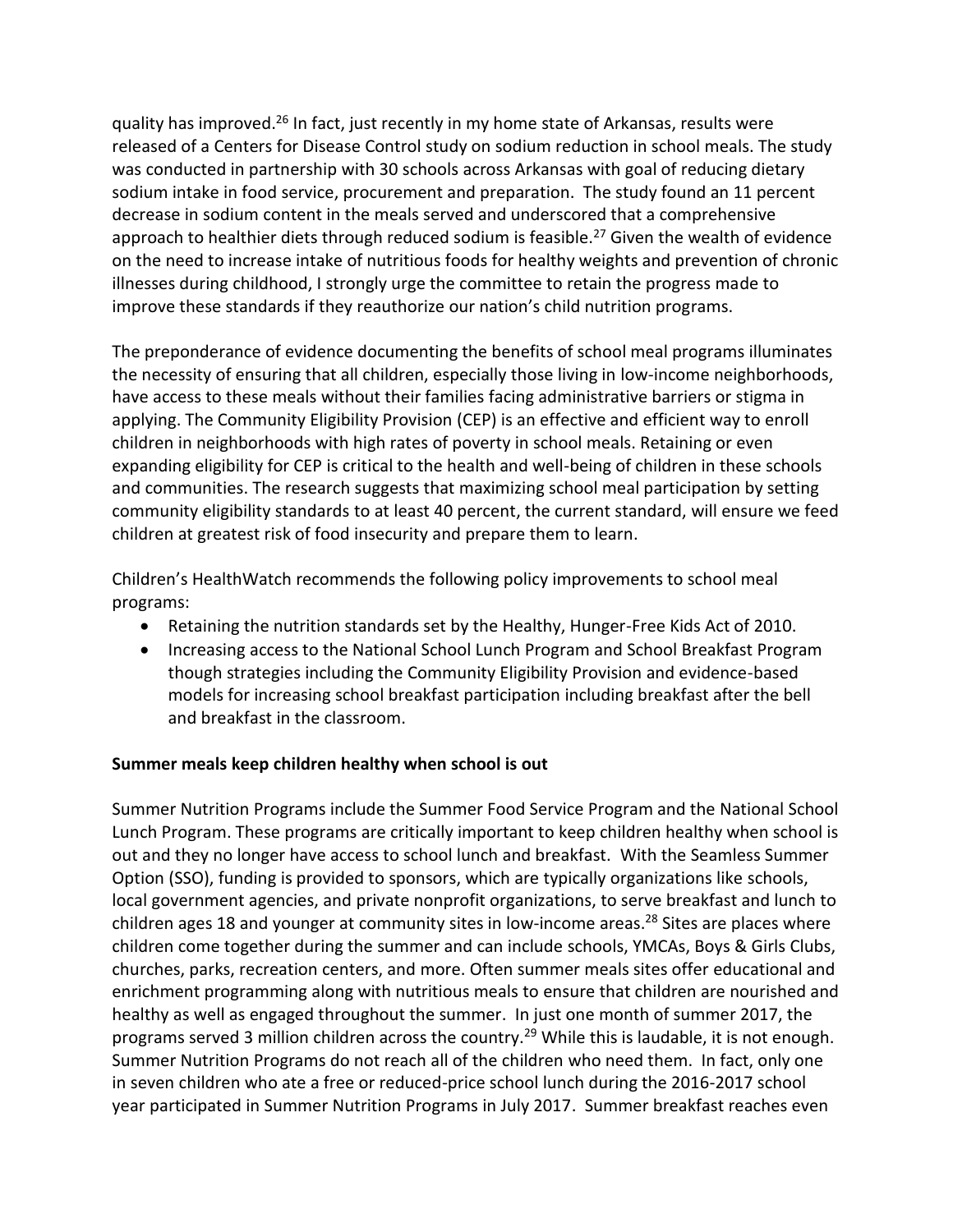quality has improved.[26] In fact, just recently in my home state of Arkansas, results were released of a Centers for Disease Control study on sodium reduction in school meals. The study was conducted in partnership with 30 schools across Arkansas with goal of reducing dietary sodium intake in food service, procurement and preparation. The study found an 11 percent decrease in sodium content in the meals served and underscored that a comprehensive approach to healthier diets through reduced sodium is feasible.[27] Given the wealth of evidence on the need to increase intake of nutritious foods for healthy weights and prevention of chronic illnesses during childhood, I strongly urge the committee to retain the progress made to improve these standards if they reauthorize our nation's child nutrition programs.

The preponderance of evidence documenting the benefits of school meal programs illuminates the necessity of ensuring that all children, especially those living in low-income neighborhoods, have access to these meals without their families facing administrative barriers or stigma in applying. The Community Eligibility Provision (CEP) is an effective and efficient way to enroll children in neighborhoods with high rates of poverty in school meals. Retaining or even expanding eligibility for CEP is critical to the health and well-being of children in these schools and communities. The research suggests that maximizing school meal participation by setting community eligibility standards to at least 40 percent, the current standard, will ensure we feed children at greatest risk of food insecurity and prepare them to learn.

Children's HealthWatch recommends the following policy improvements to school meal programs:

- Retaining the nutrition standards set by the Healthy, Hunger-Free Kids Act of 2010.
- Increasing access to the National School Lunch Program and School Breakfast Program though strategies including the Community Eligibility Provision and evidence-based models for increasing school breakfast participation including breakfast after the bell and breakfast in the classroom.

**Summer meals keep children healthy when school is out**

Summer Nutrition Programs include the Summer Food Service Program and the National School Lunch Program. These programs are critically important to keep children healthy when school is out and they no longer have access to school lunch and breakfast. With the Seamless Summer Option (SSO), funding is provided to sponsors, which are typically organizations like schools, local government agencies, and private nonprofit organizations, to serve breakfast and lunch to children ages 18 and younger at community sites in low-income areas.[28] Sites are places where children come together during the summer and can include schools, YMCAs, Boys & Girls Clubs, churches, parks, recreation centers, and more. Often summer meals sites offer educational and enrichment programming along with nutritious meals to ensure that children are nourished and healthy as well as engaged throughout the summer. In just one month of summer 2017, the programs served 3 million children across the country.[29] While this is laudable, it is not enough. Summer Nutrition Programs do not reach all of the children who need them. In fact, only one in seven children who ate a free or reduced-price school lunch during the 2016-2017 school year participated in Summer Nutrition Programs in July 2017. Summer breakfast reaches even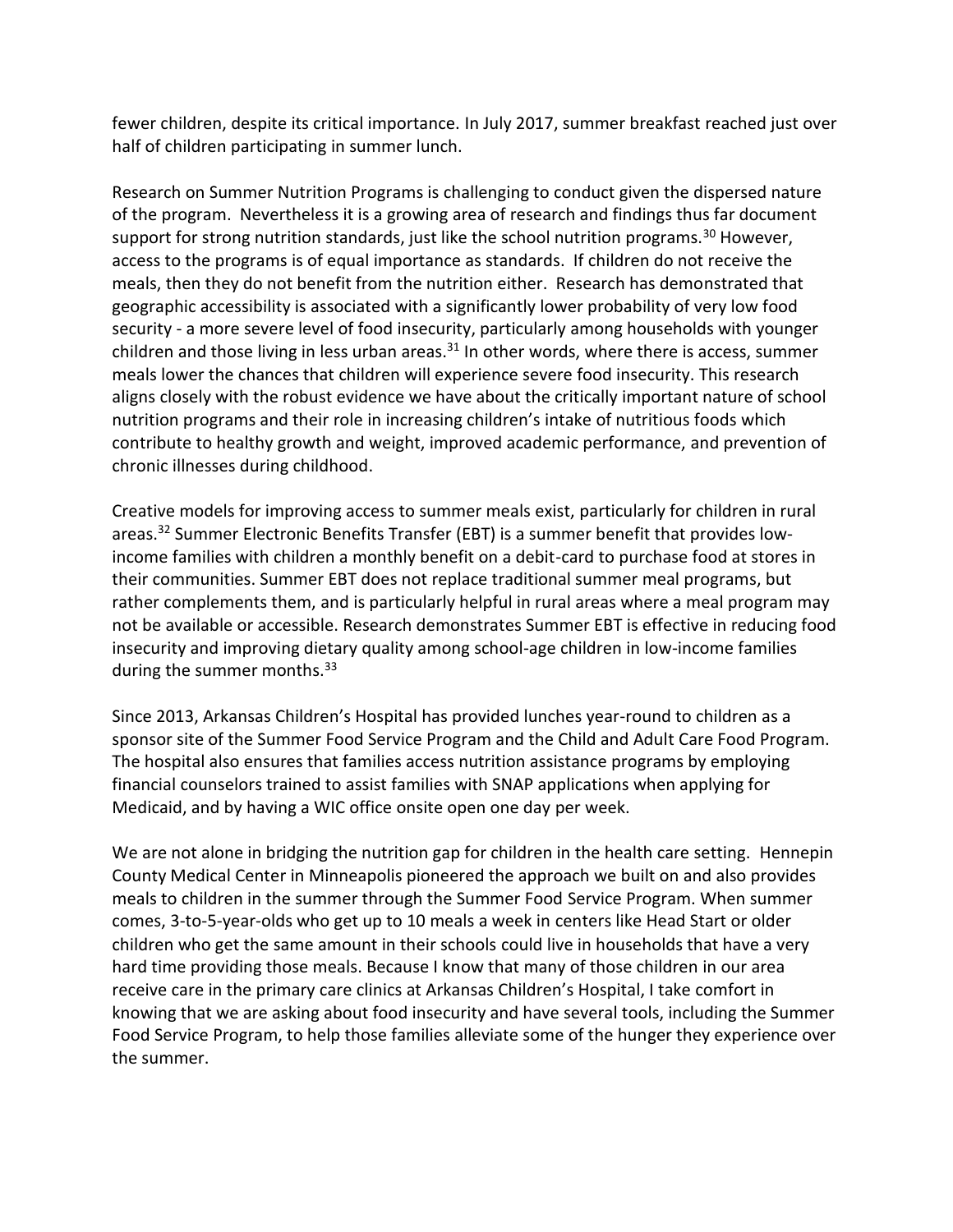fewer children, despite its critical importance. In July 2017, summer breakfast reached just over half of children participating in summer lunch.

Research on Summer Nutrition Programs is challenging to conduct given the dispersed nature of the program. Nevertheless it is a growing area of research and findings thus far document support for strong nutrition standards, just like the school nutrition programs.[30] However, access to the programs is of equal importance as standards. If children do not receive the meals, then they do not benefit from the nutrition either. Research has demonstrated that geographic accessibility is associated with a significantly lower probability of very low food security - a more severe level of food insecurity, particularly among households with younger children and those living in less urban areas.[31] In other words, where there is access, summer meals lower the chances that children will experience severe food insecurity. This research aligns closely with the robust evidence we have about the critically important nature of school nutrition programs and their role in increasing children's intake of nutritious foods which contribute to healthy growth and weight, improved academic performance, and prevention of chronic illnesses during childhood.

Creative models for improving access to summer meals exist, particularly for children in rural areas.[32] Summer Electronic Benefits Transfer (EBT) is a summer benefit that provides low-income families with children a monthly benefit on a debit-card to purchase food at stores in their communities. Summer EBT does not replace traditional summer meal programs, but rather complements them, and is particularly helpful in rural areas where a meal program may not be available or accessible. Research demonstrates Summer EBT is effective in reducing food insecurity and improving dietary quality among school-age children in low-income families during the summer months.[33]

Since 2013, Arkansas Children's Hospital has provided lunches year-round to children as a sponsor site of the Summer Food Service Program and the Child and Adult Care Food Program. The hospital also ensures that families access nutrition assistance programs by employing financial counselors trained to assist families with SNAP applications when applying for Medicaid, and by having a WIC office onsite open one day per week.

We are not alone in bridging the nutrition gap for children in the health care setting. Hennepin County Medical Center in Minneapolis pioneered the approach we built on and also provides meals to children in the summer through the Summer Food Service Program. When summer comes, 3-to-5-year-olds who get up to 10 meals a week in centers like Head Start or older children who get the same amount in their schools could live in households that have a very hard time providing those meals. Because I know that many of those children in our area receive care in the primary care clinics at Arkansas Children's Hospital, I take comfort in knowing that we are asking about food insecurity and have several tools, including the Summer Food Service Program, to help those families alleviate some of the hunger they experience over the summer.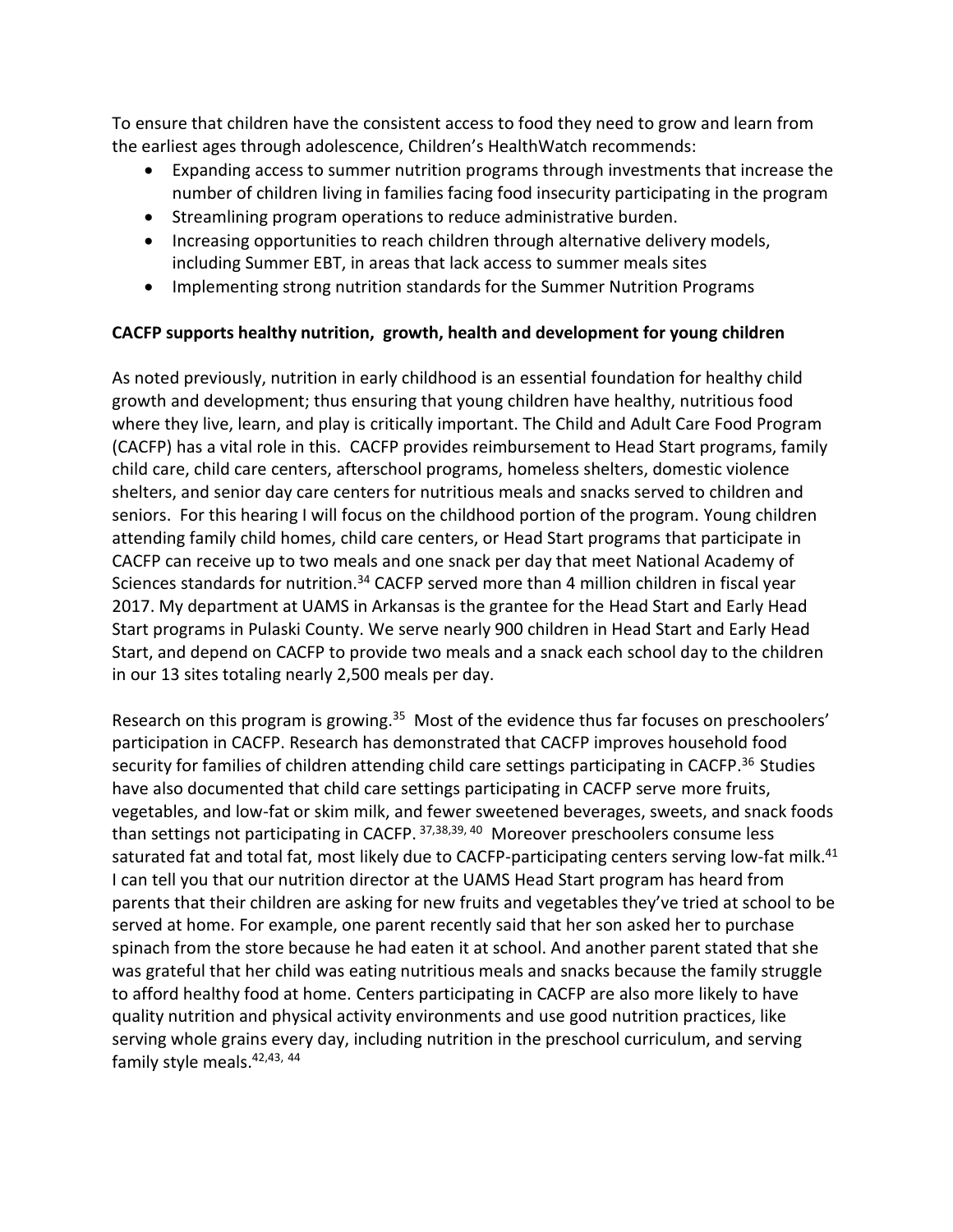To ensure that children have the consistent access to food they need to grow and learn from the earliest ages through adolescence, Children's HealthWatch recommends:

- Expanding access to summer nutrition programs through investments that increase the number of children living in families facing food insecurity participating in the program
- Streamlining program operations to reduce administrative burden.
- Increasing opportunities to reach children through alternative delivery models, including Summer EBT, in areas that lack access to summer meals sites
- Implementing strong nutrition standards for the Summer Nutrition Programs

**CACFP supports healthy nutrition, growth, health and development for young children**

As noted previously, nutrition in early childhood is an essential foundation for healthy child growth and development; thus ensuring that young children have healthy, nutritious food where they live, learn, and play is critically important. The Child and Adult Care Food Program (CACFP) has a vital role in this. CACFP provides reimbursement to Head Start programs, family child care, child care centers, afterschool programs, homeless shelters, domestic violence shelters, and senior day care centers for nutritious meals and snacks served to children and seniors. For this hearing I will focus on the childhood portion of the program. Young children attending family child homes, child care centers, or Head Start programs that participate in CACFP can receive up to two meals and one snack per day that meet National Academy of Sciences standards for nutrition.[34] CACFP served more than 4 million children in fiscal year 2017. My department at UAMS in Arkansas is the grantee for the Head Start and Early Head Start programs in Pulaski County. We serve nearly 900 children in Head Start and Early Head Start, and depend on CACFP to provide two meals and a snack each school day to the children in our 13 sites totaling nearly 2,500 meals per day.

Research on this program is growing.[35] Most of the evidence thus far focuses on preschoolers' participation in CACFP. Research has demonstrated that CACFP improves household food security for families of children attending child care settings participating in CACFP.[36] Studies have also documented that child care settings participating in CACFP serve more fruits, vegetables, and low-fat or skim milk, and fewer sweetened beverages, sweets, and snack foods than settings not participating in CACFP.[37,38,39,40] Moreover preschoolers consume less saturated fat and total fat, most likely due to CACFP-participating centers serving low-fat milk.[41] I can tell you that our nutrition director at the UAMS Head Start program has heard from parents that their children are asking for new fruits and vegetables they've tried at school to be served at home. For example, one parent recently said that her son asked her to purchase spinach from the store because he had eaten it at school. And another parent stated that she was grateful that her child was eating nutritious meals and snacks because the family struggle to afford healthy food at home. Centers participating in CACFP are also more likely to have quality nutrition and physical activity environments and use good nutrition practices, like serving whole grains every day, including nutrition in the preschool curriculum, and serving family style meals.[42,43,44]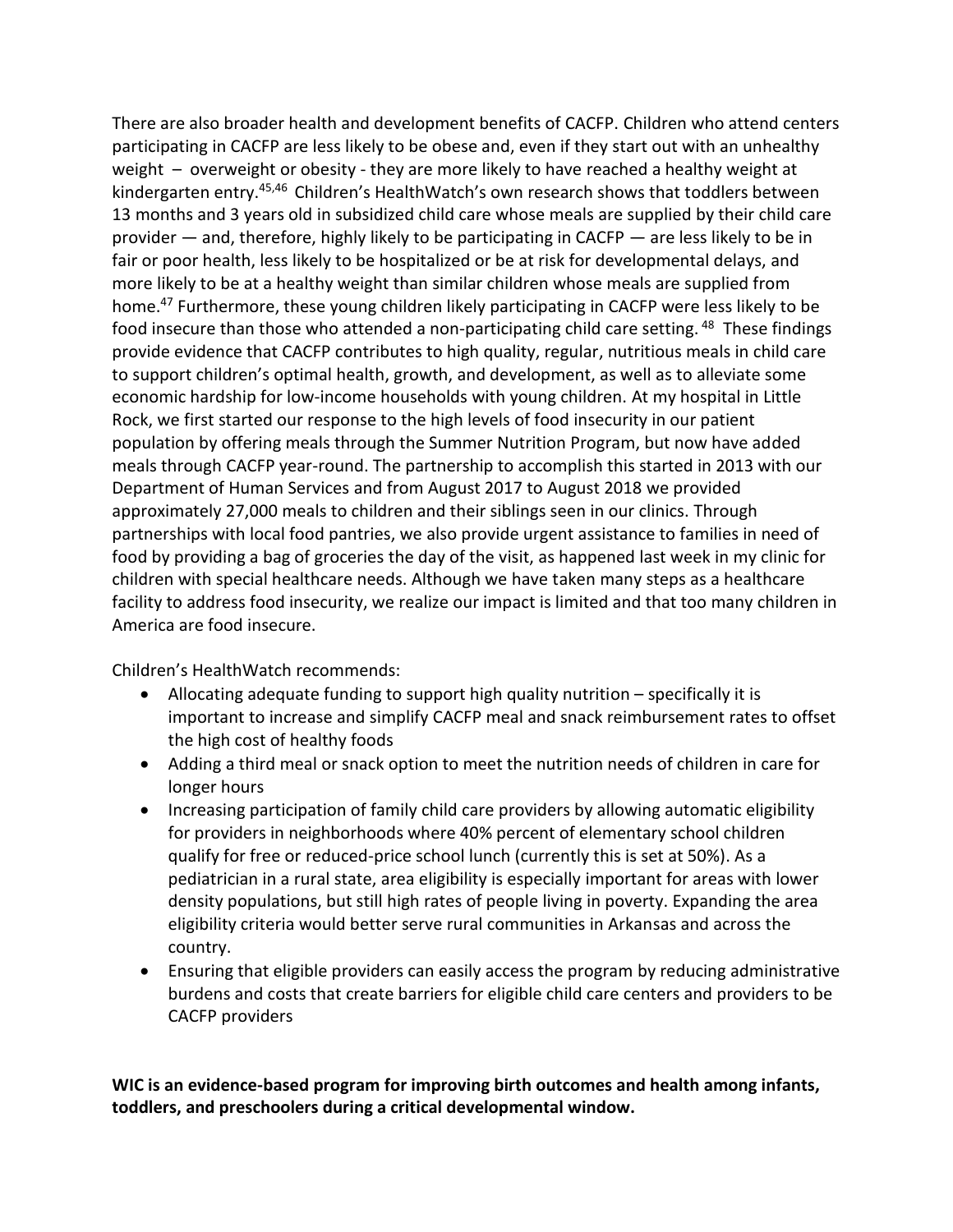There are also broader health and development benefits of CACFP. Children who attend centers participating in CACFP are less likely to be obese and, even if they start out with an unhealthy weight – overweight or obesity - they are more likely to have reached a healthy weight at kindergarten entry.[45,46] Children's HealthWatch's own research shows that toddlers between 13 months and 3 years old in subsidized child care whose meals are supplied by their child care provider — and, therefore, highly likely to be participating in CACFP — are less likely to be in fair or poor health, less likely to be hospitalized or be at risk for developmental delays, and more likely to be at a healthy weight than similar children whose meals are supplied from home.[47] Furthermore, these young children likely participating in CACFP were less likely to be food insecure than those who attended a non-participating child care setting.[48] These findings provide evidence that CACFP contributes to high quality, regular, nutritious meals in child care to support children's optimal health, growth, and development, as well as to alleviate some economic hardship for low-income households with young children. At my hospital in Little Rock, we first started our response to the high levels of food insecurity in our patient population by offering meals through the Summer Nutrition Program, but now have added meals through CACFP year-round. The partnership to accomplish this started in 2013 with our Department of Human Services and from August 2017 to August 2018 we provided approximately 27,000 meals to children and their siblings seen in our clinics. Through partnerships with local food pantries, we also provide urgent assistance to families in need of food by providing a bag of groceries the day of the visit, as happened last week in my clinic for children with special healthcare needs. Although we have taken many steps as a healthcare facility to address food insecurity, we realize our impact is limited and that too many children in America are food insecure.

Children's HealthWatch recommends:

- Allocating adequate funding to support high quality nutrition – specifically it is important to increase and simplify CACFP meal and snack reimbursement rates to offset the high cost of healthy foods
- Adding a third meal or snack option to meet the nutrition needs of children in care for longer hours
- Increasing participation of family child care providers by allowing automatic eligibility for providers in neighborhoods where 40% percent of elementary school children qualify for free or reduced-price school lunch (currently this is set at 50%). As a pediatrician in a rural state, area eligibility is especially important for areas with lower density populations, but still high rates of people living in poverty. Expanding the area eligibility criteria would better serve rural communities in Arkansas and across the country.
- Ensuring that eligible providers can easily access the program by reducing administrative burdens and costs that create barriers for eligible child care centers and providers to be CACFP providers

**WIC is an evidence-based program for improving birth outcomes and health among infants, toddlers, and preschoolers during a critical developmental window.**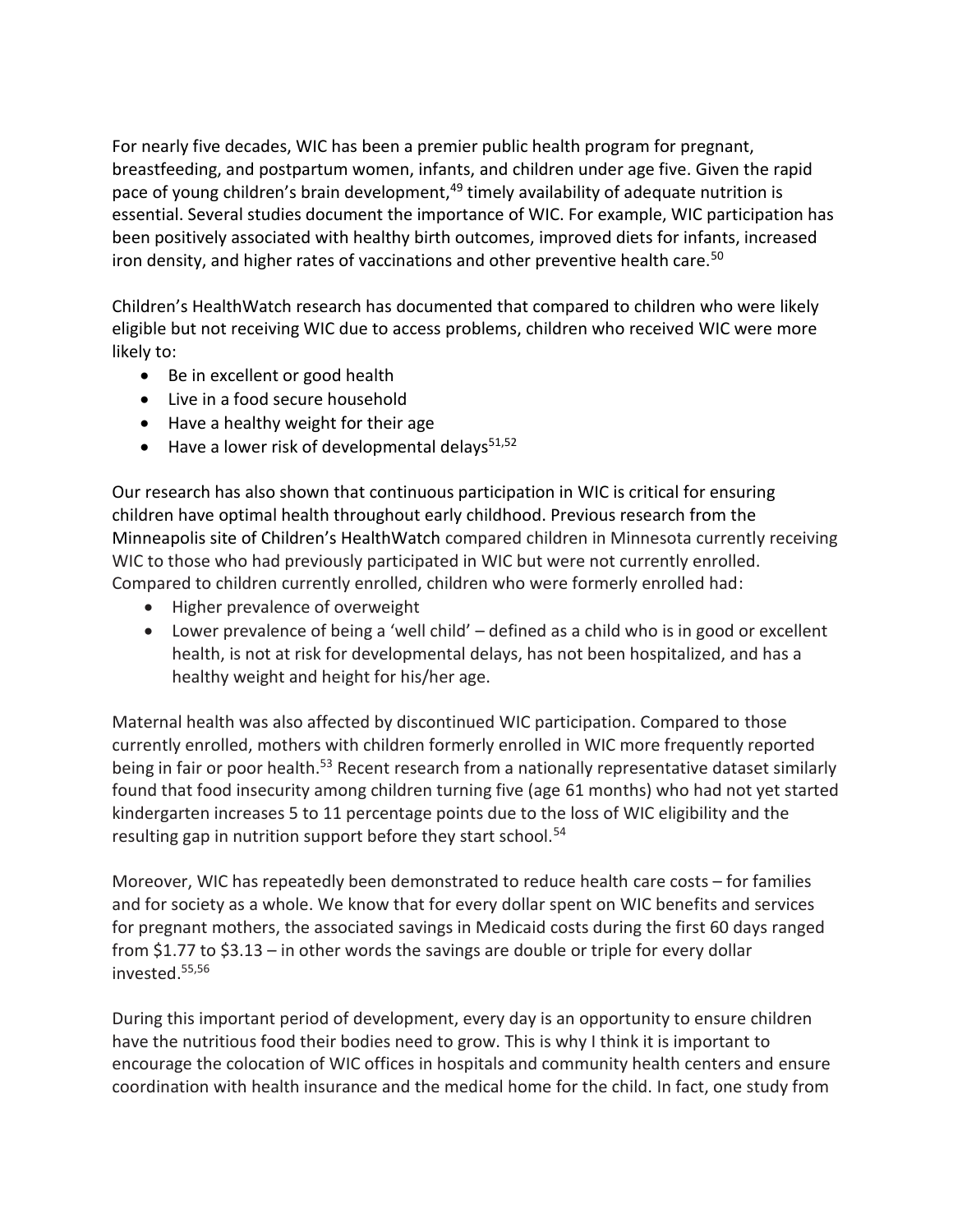For nearly five decades, WIC has been a premier public health program for pregnant, breastfeeding, and postpartum women, infants, and children under age five. Given the rapid pace of young children's brain development,[49] timely availability of adequate nutrition is essential. Several studies document the importance of WIC. For example, WIC participation has been positively associated with healthy birth outcomes, improved diets for infants, increased iron density, and higher rates of vaccinations and other preventive health care.[50]

Children's HealthWatch research has documented that compared to children who were likely eligible but not receiving WIC due to access problems, children who received WIC were more likely to:

- Be in excellent or good health
- Live in a food secure household
- Have a healthy weight for their age
- Have a lower risk of developmental delays[51,52]

Our research has also shown that continuous participation in WIC is critical for ensuring children have optimal health throughout early childhood. Previous research from the Minneapolis site of Children's HealthWatch compared children in Minnesota currently receiving WIC to those who had previously participated in WIC but were not currently enrolled. Compared to children currently enrolled, children who were formerly enrolled had:

- Higher prevalence of overweight
- Lower prevalence of being a 'well child' – defined as a child who is in good or excellent health, is not at risk for developmental delays, has not been hospitalized, and has a healthy weight and height for his/her age.

Maternal health was also affected by discontinued WIC participation. Compared to those currently enrolled, mothers with children formerly enrolled in WIC more frequently reported being in fair or poor health.[53] Recent research from a nationally representative dataset similarly found that food insecurity among children turning five (age 61 months) who had not yet started kindergarten increases 5 to 11 percentage points due to the loss of WIC eligibility and the resulting gap in nutrition support before they start school.[54]

Moreover, WIC has repeatedly been demonstrated to reduce health care costs – for families and for society as a whole. We know that for every dollar spent on WIC benefits and services for pregnant mothers, the associated savings in Medicaid costs during the first 60 days ranged from $1.77 to $3.13 – in other words the savings are double or triple for every dollar invested.[55,56]

During this important period of development, every day is an opportunity to ensure children have the nutritious food their bodies need to grow. This is why I think it is important to encourage the colocation of WIC offices in hospitals and community health centers and ensure coordination with health insurance and the medical home for the child. In fact, one study from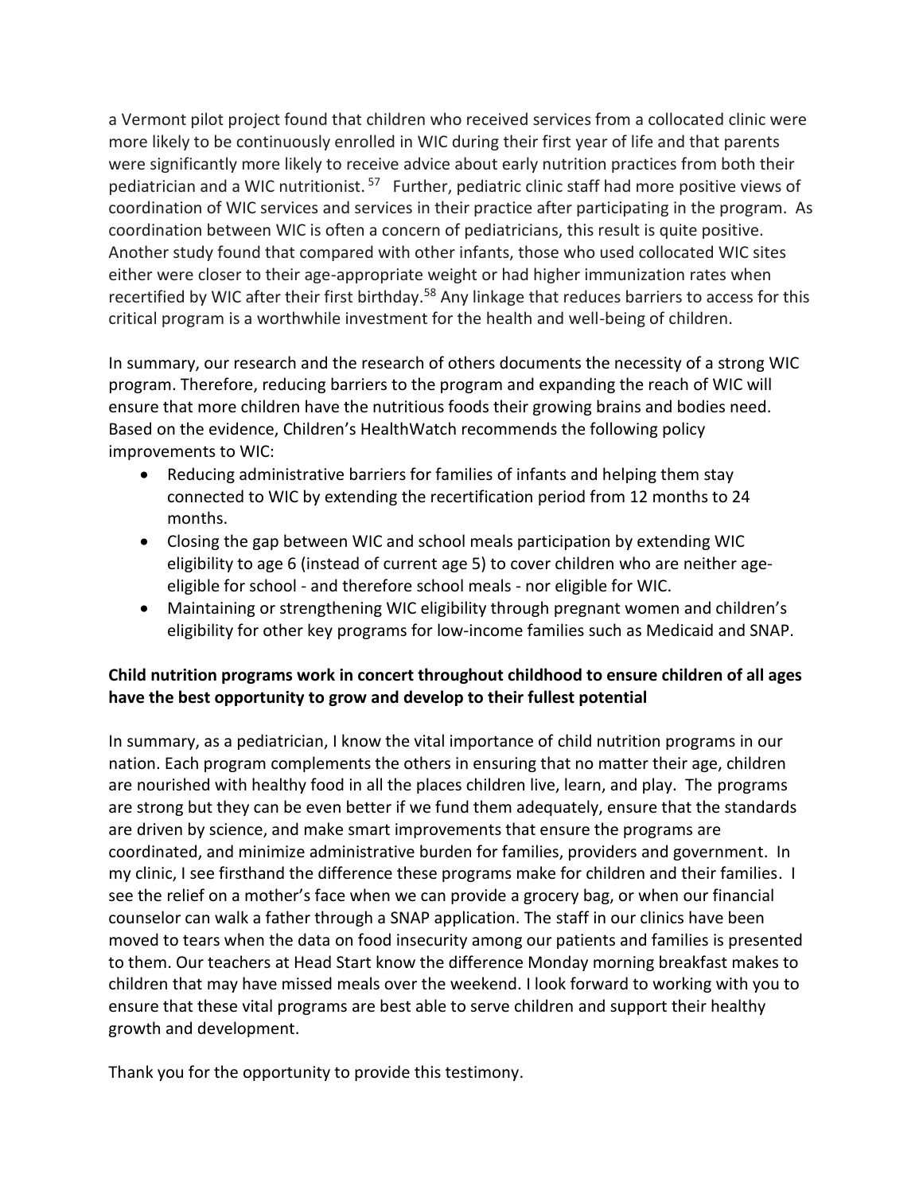a Vermont pilot project found that children who received services from a collocated clinic were more likely to be continuously enrolled in WIC during their first year of life and that parents were significantly more likely to receive advice about early nutrition practices from both their pediatrician and a WIC nutritionist.[57] Further, pediatric clinic staff had more positive views of coordination of WIC services and services in their practice after participating in the program. As coordination between WIC is often a concern of pediatricians, this result is quite positive. Another study found that compared with other infants, those who used collocated WIC sites either were closer to their age-appropriate weight or had higher immunization rates when recertified by WIC after their first birthday.[58] Any linkage that reduces barriers to access for this critical program is a worthwhile investment for the health and well-being of children.

In summary, our research and the research of others documents the necessity of a strong WIC program. Therefore, reducing barriers to the program and expanding the reach of WIC will ensure that more children have the nutritious foods their growing brains and bodies need. Based on the evidence, Children's HealthWatch recommends the following policy improvements to WIC:

- Reducing administrative barriers for families of infants and helping them stay connected to WIC by extending the recertification period from 12 months to 24 months.
- Closing the gap between WIC and school meals participation by extending WIC eligibility to age 6 (instead of current age 5) to cover children who are neither age-eligible for school - and therefore school meals - nor eligible for WIC.
- Maintaining or strengthening WIC eligibility through pregnant women and children's eligibility for other key programs for low-income families such as Medicaid and SNAP.

**Child nutrition programs work in concert throughout childhood to ensure children of all ages have the best opportunity to grow and develop to their fullest potential**

In summary, as a pediatrician, I know the vital importance of child nutrition programs in our nation. Each program complements the others in ensuring that no matter their age, children are nourished with healthy food in all the places children live, learn, and play. The programs are strong but they can be even better if we fund them adequately, ensure that the standards are driven by science, and make smart improvements that ensure the programs are coordinated, and minimize administrative burden for families, providers and government. In my clinic, I see firsthand the difference these programs make for children and their families. I see the relief on a mother's face when we can provide a grocery bag, or when our financial counselor can walk a father through a SNAP application. The staff in our clinics have been moved to tears when the data on food insecurity among our patients and families is presented to them. Our teachers at Head Start know the difference Monday morning breakfast makes to children that may have missed meals over the weekend. I look forward to working with you to ensure that these vital programs are best able to serve children and support their healthy growth and development.

Thank you for the opportunity to provide this testimony.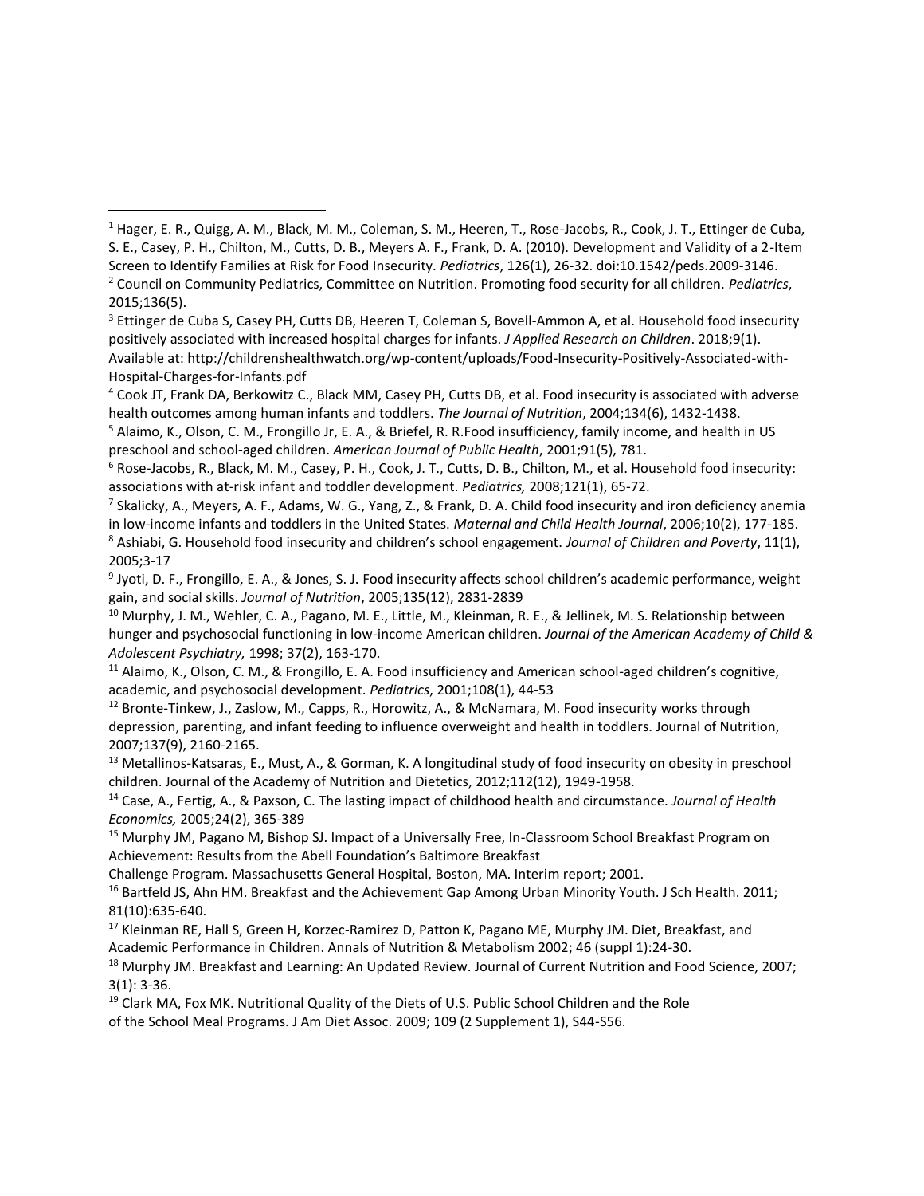[1] Hager, E. R., Quigg, A. M., Black, M. M., Coleman, S. M., Heeren, T., Rose-Jacobs, R., Cook, J. T., Ettinger de Cuba, S. E., Casey, P. H., Chilton, M., Cutts, D. B., Meyers A. F., Frank, D. A. (2010). Development and Validity of a 2-Item Screen to Identify Families at Risk for Food Insecurity. *Pediatrics*, 126(1), 26-32. doi:10.1542/peds.2009-3146.

[2] Council on Community Pediatrics, Committee on Nutrition. Promoting food security for all children. *Pediatrics*, 2015;136(5).

[3] Ettinger de Cuba S, Casey PH, Cutts DB, Heeren T, Coleman S, Bovell-Ammon A, et al. Household food insecurity positively associated with increased hospital charges for infants. *J Applied Research on Children*. 2018;9(1). Available at: http://childrenshealthwatch.org/wp-content/uploads/Food-Insecurity-Positively-Associated-with-Hospital-Charges-for-Infants.pdf

[4] Cook JT, Frank DA, Berkowitz C., Black MM, Casey PH, Cutts DB, et al. Food insecurity is associated with adverse health outcomes among human infants and toddlers. *The Journal of Nutrition*, 2004;134(6), 1432-1438.

[5] Alaimo, K., Olson, C. M., Frongillo Jr, E. A., & Briefel, R. R.Food insufficiency, family income, and health in US preschool and school-aged children. *American Journal of Public Health*, 2001;91(5), 781.

[6] Rose-Jacobs, R., Black, M. M., Casey, P. H., Cook, J. T., Cutts, D. B., Chilton, M., et al. Household food insecurity: associations with at-risk infant and toddler development. *Pediatrics,* 2008;121(1), 65-72.

[7] Skalicky, A., Meyers, A. F., Adams, W. G., Yang, Z., & Frank, D. A. Child food insecurity and iron deficiency anemia in low-income infants and toddlers in the United States. *Maternal and Child Health Journal*, 2006;10(2), 177-185.

[8] Ashiabi, G. Household food insecurity and children's school engagement. *Journal of Children and Poverty*, 11(1), 2005;3-17

[9] Jyoti, D. F., Frongillo, E. A., & Jones, S. J. Food insecurity affects school children's academic performance, weight gain, and social skills. *Journal of Nutrition*, 2005;135(12), 2831-2839

[10] Murphy, J. M., Wehler, C. A., Pagano, M. E., Little, M., Kleinman, R. E., & Jellinek, M. S. Relationship between hunger and psychosocial functioning in low-income American children. *Journal of the American Academy of Child & Adolescent Psychiatry,* 1998; 37(2), 163-170.

[11] Alaimo, K., Olson, C. M., & Frongillo, E. A. Food insufficiency and American school-aged children's cognitive, academic, and psychosocial development. *Pediatrics*, 2001;108(1), 44-53

[12] Bronte-Tinkew, J., Zaslow, M., Capps, R., Horowitz, A., & McNamara, M. Food insecurity works through depression, parenting, and infant feeding to influence overweight and health in toddlers. Journal of Nutrition, 2007;137(9), 2160-2165.

[13] Metallinos-Katsaras, E., Must, A., & Gorman, K. A longitudinal study of food insecurity on obesity in preschool children. Journal of the Academy of Nutrition and Dietetics, 2012;112(12), 1949-1958.

[14] Case, A., Fertig, A., & Paxson, C. The lasting impact of childhood health and circumstance. *Journal of Health Economics,* 2005;24(2), 365-389

[15] Murphy JM, Pagano M, Bishop SJ. Impact of a Universally Free, In-Classroom School Breakfast Program on Achievement: Results from the Abell Foundation's Baltimore Breakfast Challenge Program. Massachusetts General Hospital, Boston, MA. Interim report; 2001.

[16] Bartfeld JS, Ahn HM. Breakfast and the Achievement Gap Among Urban Minority Youth. J Sch Health. 2011; 81(10):635-640.

[17] Kleinman RE, Hall S, Green H, Korzec-Ramirez D, Patton K, Pagano ME, Murphy JM. Diet, Breakfast, and Academic Performance in Children. Annals of Nutrition & Metabolism 2002; 46 (suppl 1):24-30.

[18] Murphy JM. Breakfast and Learning: An Updated Review. Journal of Current Nutrition and Food Science, 2007; 3(1): 3-36.

[19] Clark MA, Fox MK. Nutritional Quality of the Diets of U.S. Public School Children and the Role of the School Meal Programs. J Am Diet Assoc. 2009; 109 (2 Supplement 1), S44-S56.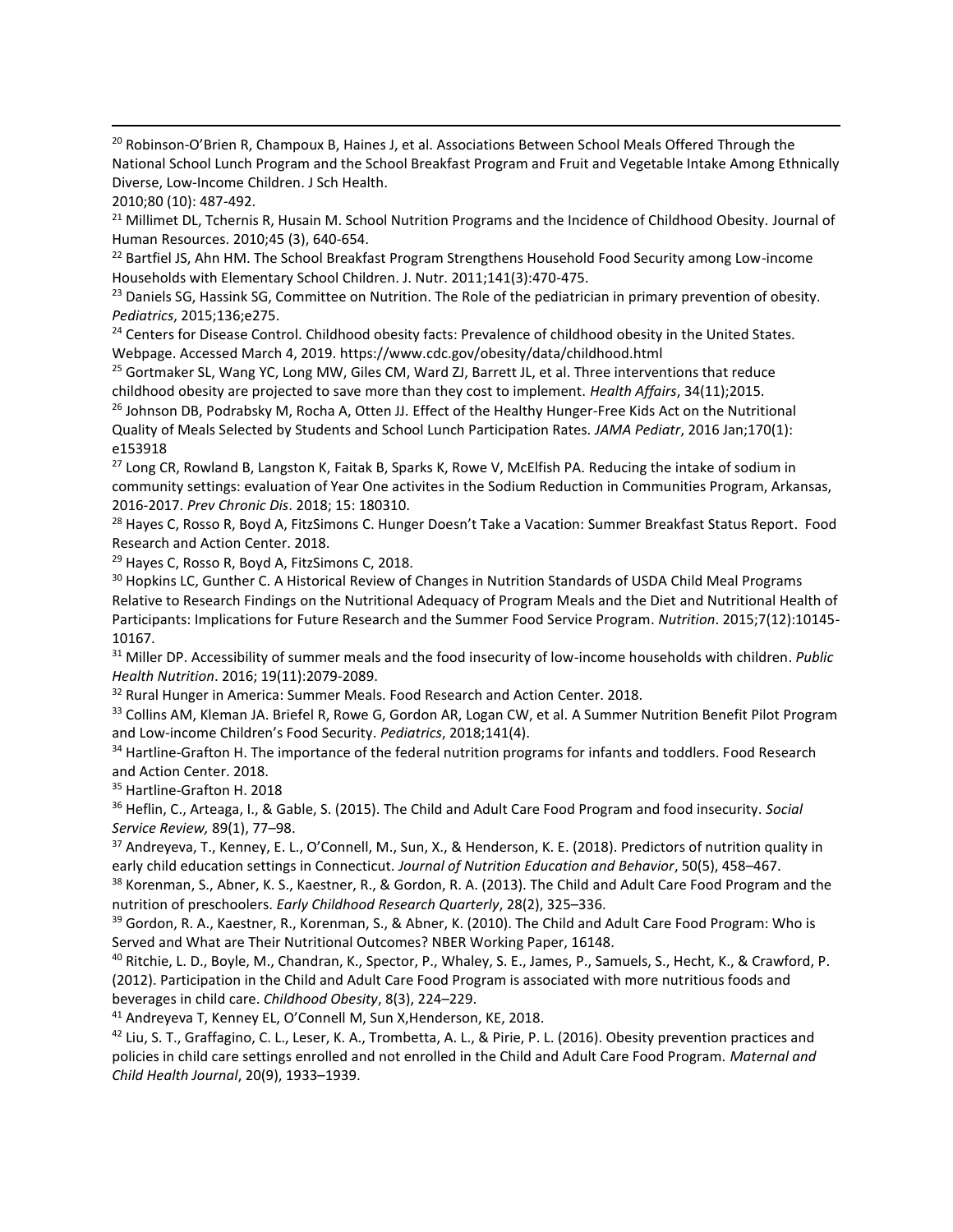[20] Robinson-O'Brien R, Champoux B, Haines J, et al. Associations Between School Meals Offered Through the National School Lunch Program and the School Breakfast Program and Fruit and Vegetable Intake Among Ethnically Diverse, Low-Income Children. J Sch Health.
2010;80 (10): 487-492.

[21] Millimet DL, Tchernis R, Husain M. School Nutrition Programs and the Incidence of Childhood Obesity. Journal of Human Resources. 2010;45 (3), 640-654.

[22] Bartfiel JS, Ahn HM. The School Breakfast Program Strengthens Household Food Security among Low-income Households with Elementary School Children. J. Nutr. 2011;141(3):470-475.

[23] Daniels SG, Hassink SG, Committee on Nutrition. The Role of the pediatrician in primary prevention of obesity. *Pediatrics*, 2015;136;e275.

[24] Centers for Disease Control. Childhood obesity facts: Prevalence of childhood obesity in the United States. Webpage. Accessed March 4, 2019. https://www.cdc.gov/obesity/data/childhood.html

[25] Gortmaker SL, Wang YC, Long MW, Giles CM, Ward ZJ, Barrett JL, et al. Three interventions that reduce childhood obesity are projected to save more than they cost to implement. *Health Affairs*, 34(11);2015.

[26] Johnson DB, Podrabsky M, Rocha A, Otten JJ. Effect of the Healthy Hunger-Free Kids Act on the Nutritional Quality of Meals Selected by Students and School Lunch Participation Rates. *JAMA Pediatr*, 2016 Jan;170(1): e153918

[27] Long CR, Rowland B, Langston K, Faitak B, Sparks K, Rowe V, McElfish PA. Reducing the intake of sodium in community settings: evaluation of Year One activites in the Sodium Reduction in Communities Program, Arkansas, 2016-2017. *Prev Chronic Dis*. 2018; 15: 180310.

[28] Hayes C, Rosso R, Boyd A, FitzSimons C. Hunger Doesn't Take a Vacation: Summer Breakfast Status Report. Food Research and Action Center. 2018.

[29] Hayes C, Rosso R, Boyd A, FitzSimons C, 2018.

[30] Hopkins LC, Gunther C. A Historical Review of Changes in Nutrition Standards of USDA Child Meal Programs Relative to Research Findings on the Nutritional Adequacy of Program Meals and the Diet and Nutritional Health of Participants: Implications for Future Research and the Summer Food Service Program. *Nutrition*. 2015;7(12):10145-10167.

[31] Miller DP. Accessibility of summer meals and the food insecurity of low-income households with children. *Public Health Nutrition*. 2016; 19(11):2079-2089.

[32] Rural Hunger in America: Summer Meals. Food Research and Action Center. 2018.

[33] Collins AM, Kleman JA. Briefel R, Rowe G, Gordon AR, Logan CW, et al. A Summer Nutrition Benefit Pilot Program and Low-income Children's Food Security. *Pediatrics*, 2018;141(4).

[34] Hartline-Grafton H. The importance of the federal nutrition programs for infants and toddlers. Food Research and Action Center. 2018.

[35] Hartline-Grafton H. 2018

[36] Heflin, C., Arteaga, I., & Gable, S. (2015). The Child and Adult Care Food Program and food insecurity. *Social Service Review,* 89(1), 77–98.

[37] Andreyeva, T., Kenney, E. L., O'Connell, M., Sun, X., & Henderson, K. E. (2018). Predictors of nutrition quality in early child education settings in Connecticut. *Journal of Nutrition Education and Behavior*, 50(5), 458–467.

[38] Korenman, S., Abner, K. S., Kaestner, R., & Gordon, R. A. (2013). The Child and Adult Care Food Program and the nutrition of preschoolers. *Early Childhood Research Quarterly*, 28(2), 325–336.

[39] Gordon, R. A., Kaestner, R., Korenman, S., & Abner, K. (2010). The Child and Adult Care Food Program: Who is Served and What are Their Nutritional Outcomes? NBER Working Paper, 16148.

[40] Ritchie, L. D., Boyle, M., Chandran, K., Spector, P., Whaley, S. E., James, P., Samuels, S., Hecht, K., & Crawford, P. (2012). Participation in the Child and Adult Care Food Program is associated with more nutritious foods and beverages in child care. *Childhood Obesity*, 8(3), 224–229.

[41] Andreyeva T, Kenney EL, O'Connell M, Sun X,Henderson, KE, 2018.

[42] Liu, S. T., Graffagino, C. L., Leser, K. A., Trombetta, A. L., & Pirie, P. L. (2016). Obesity prevention practices and policies in child care settings enrolled and not enrolled in the Child and Adult Care Food Program. *Maternal and Child Health Journal*, 20(9), 1933–1939.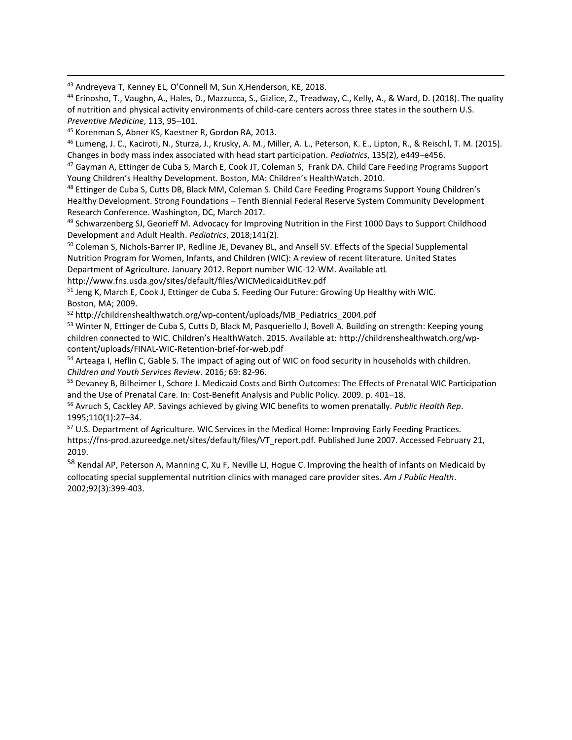[43] Andreyeva T, Kenney EL, O'Connell M, Sun X,Henderson, KE, 2018.

[44] Erinosho, T., Vaughn, A., Hales, D., Mazzucca, S., Gizlice, Z., Treadway, C., Kelly, A., & Ward, D. (2018). The quality of nutrition and physical activity environments of child-care centers across three states in the southern U.S. *Preventive Medicine*, 113, 95–101.

[45] Korenman S, Abner KS, Kaestner R, Gordon RA, 2013.

[46] Lumeng, J. C., Kaciroti, N., Sturza, J., Krusky, A. M., Miller, A. L., Peterson, K. E., Lipton, R., & Reischl, T. M. (2015). Changes in body mass index associated with head start participation. *Pediatrics*, 135(2), e449–e456.

[47] Gayman A, Ettinger de Cuba S, March E, Cook JT, Coleman S, Frank DA. Child Care Feeding Programs Support Young Children's Healthy Development. Boston, MA: Children's HealthWatch. 2010.

[48] Ettinger de Cuba S, Cutts DB, Black MM, Coleman S. Child Care Feeding Programs Support Young Children's Healthy Development. Strong Foundations – Tenth Biennial Federal Reserve System Community Development Research Conference. Washington, DC, March 2017.

[49] Schwarzenberg SJ, Georieff M. Advocacy for Improving Nutrition in the First 1000 Days to Support Childhood Development and Adult Health. *Pediatrics*, 2018;141(2).

[50] Coleman S, Nichols-Barrer IP, Redline JE, Devaney BL, and Ansell SV. Effects of the Special Supplemental Nutrition Program for Women, Infants, and Children (WIC): A review of recent literature. United States Department of Agriculture. January 2012. Report number WIC-12-WM. Available atL http://www.fns.usda.gov/sites/default/files/WICMedicaidLitRev.pdf

[51] Jeng K, March E, Cook J, Ettinger de Cuba S. Feeding Our Future: Growing Up Healthy with WIC. Boston, MA; 2009.

[52] http://childrenshealthwatch.org/wp-content/uploads/MB_Pediatrics_2004.pdf

[53] Winter N, Ettinger de Cuba S, Cutts D, Black M, Pasqueriello J, Bovell A. Building on strength: Keeping young children connected to WIC. Children's HealthWatch. 2015. Available at: http://childrenshealthwatch.org/wp-content/uploads/FINAL-WIC-Retention-brief-for-web.pdf

[54] Arteaga I, Heflin C, Gable S. The impact of aging out of WIC on food security in households with children. *Children and Youth Services Review*. 2016; 69: 82-96.

[55] Devaney B, Bilheimer L, Schore J. Medicaid Costs and Birth Outcomes: The Effects of Prenatal WIC Participation and the Use of Prenatal Care. In: Cost-Benefit Analysis and Public Policy. 2009. p. 401–18.

[56] Avruch S, Cackley AP. Savings achieved by giving WIC benefits to women prenatally. *Public Health Rep*. 1995;110(1):27–34.

[57] U.S. Department of Agriculture. WIC Services in the Medical Home: Improving Early Feeding Practices. https://fns-prod.azureedge.net/sites/default/files/VT_report.pdf. Published June 2007. Accessed February 21, 2019.

[58] Kendal AP, Peterson A, Manning C, Xu F, Neville LJ, Hogue C. Improving the health of infants on Medicaid by collocating special supplemental nutrition clinics with managed care provider sites. *Am J Public Health*. 2002;92(3):399-403.